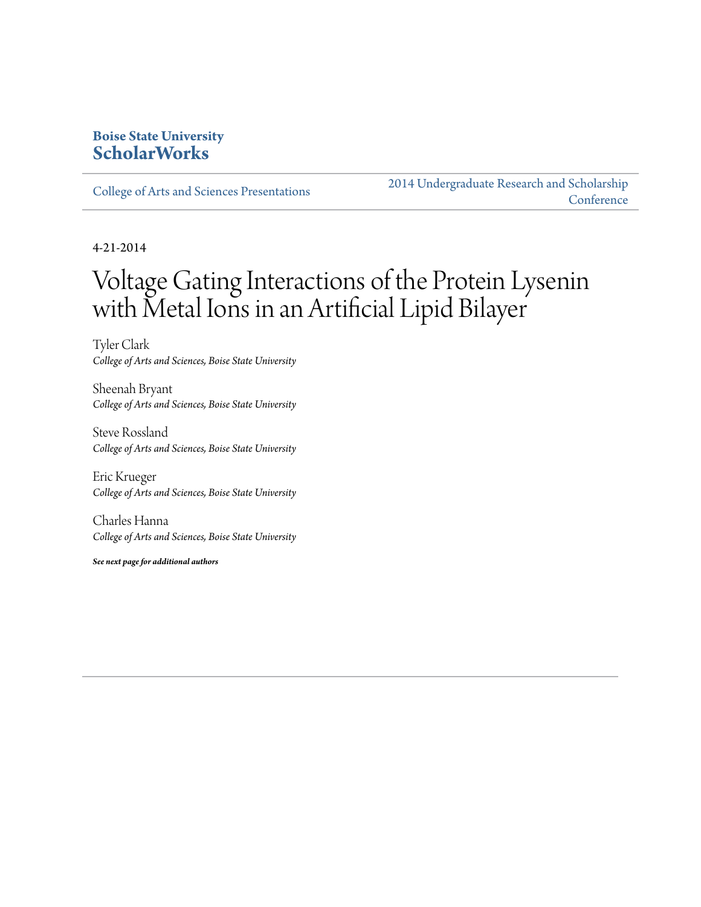**Boise State University**
**ScholarWorks**

College of Arts and Sciences Presentations

2014 Undergraduate Research and Scholarship Conference

4-21-2014

# Voltage Gating Interactions of the Protein Lysenin with Metal Ions in an Artificial Lipid Bilayer

Tyler Clark
*College of Arts and Sciences, Boise State University*

Sheenah Bryant
*College of Arts and Sciences, Boise State University*

Steve Rossland
*College of Arts and Sciences, Boise State University*

Eric Krueger
*College of Arts and Sciences, Boise State University*

Charles Hanna
*College of Arts and Sciences, Boise State University*

***See next page for additional authors***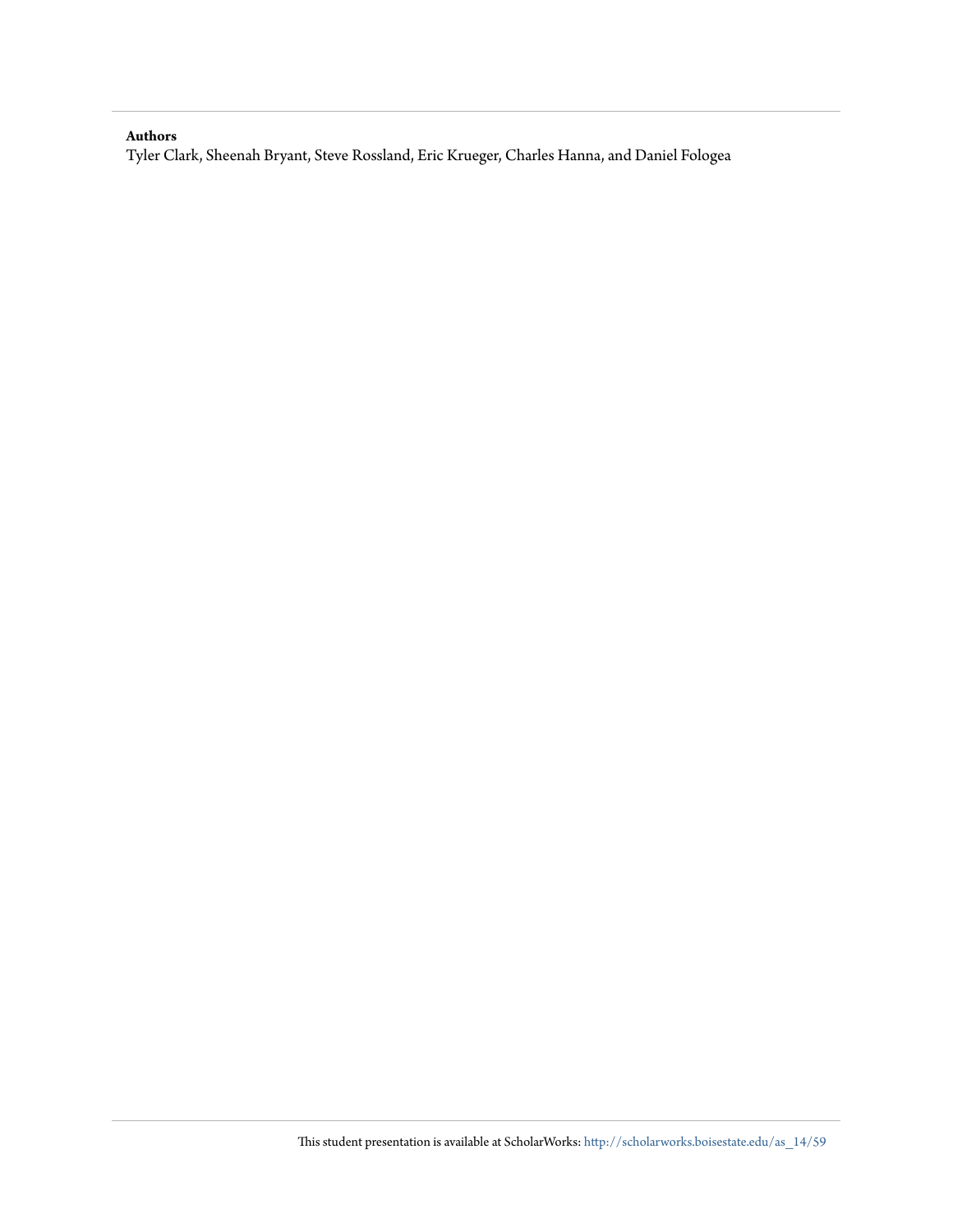**Authors**

Tyler Clark, Sheenah Bryant, Steve Rossland, Eric Krueger, Charles Hanna, and Daniel Fologea

This student presentation is available at ScholarWorks: http://scholarworks.boisestate.edu/as_14/59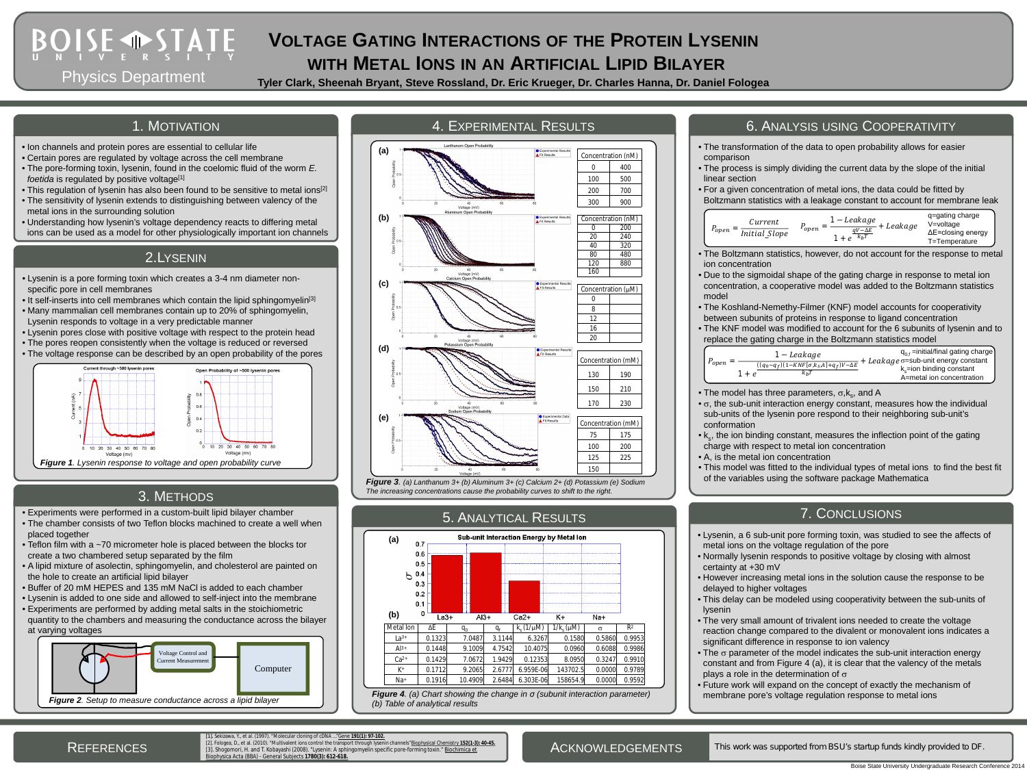# Voltage Gating Interactions of the Protein Lysenin with Metal Ions in an Artificial Lipid Bilayer

**Tyler Clark, Sheenah Bryant, Steve Rossland, Dr. Eric Krueger, Dr. Charles Hanna, Dr. Daniel Fologea**

Boise State University Physics Department

## 1. Motivation

- Ion channels and protein pores are essential to cellular life
- Certain pores are regulated by voltage across the cell membrane
- The pore-forming toxin, lysenin, found in the coelomic fluid of the worm *E. foetida* is regulated by positive voltage[1]
- This regulation of lysenin has also been found to be sensitive to metal ions[2]
- The sensitivity of lysenin extends to distinguishing between valency of the metal ions in the surrounding solution
- Understanding how lysenin's voltage dependency reacts to differing metal ions can be used as a model for other physiologically important ion channels

## 2. Lysenin

- Lysenin is a pore forming toxin which creates a 3-4 nm diameter non-specific pore in cell membranes
- It self-inserts into cell membranes which contain the lipid sphingomyelin[3]
- Many mammalian cell membranes contain up to 20% of sphingomyelin, Lysenin responds to voltage in a very predictable manner
- Lysenin pores close with positive voltage with respect to the protein head
- The pores reopen consistently when the voltage is reduced or reversed
- The voltage response can be described by an open probability of the pores

Current through ~500 lysenin pores
Current (nA)
Voltage (mv)

Open Probability of ~500 lysenin pores
Open Probability
Voltage (mv)

*Figure 1. Lysenin response to voltage and open probability curve*

## 3. Methods

- Experiments were performed in a custom-built lipid bilayer chamber
- The chamber consists of two Teflon blocks machined to create a well when placed together
- Teflon film with a ~70 micrometer hole is placed between the blocks tor create a two chambered setup separated by the film
- A lipid mixture of asolectin, sphingomyelin, and cholesterol are painted on the hole to create an artificial lipid bilayer
- Buffer of 20 mM HEPES and 135 mM NaCl is added to each chamber
- Lysenin is added to one side and allowed to self-inject into the membrane
- Experiments are performed by adding metal salts in the stoichiometric quantity to the chambers and measuring the conductance across the bilayer at varying voltages

Voltage Control and Current Measurement
Computer

*Figure 2. Setup to measure conductance across a lipid bilayer*

## 4. Experimental Results

(a) Lanthanum Open Probability

| Concentration (nM) | |
|---|---|
| 0 | 400 |
| 100 | 500 |
| 200 | 700 |
| 300 | 900 |

(b) Aluminum Open Probability

| Concentration (nM) | |
|---|---|
| 0 | 200 |
| 20 | 240 |
| 40 | 320 |
| 80 | 480 |
| 120 | 880 |
| 160 | |

(c) Calcium Open Probability

| Concentration (μM) | |
|---|---|
| 0 | |
| 8 | |
| 12 | |
| 16 | |
| 20 | |

(d) Potassium Open Probability

| Concentration (mM) | |
|---|---|
| 130 | 190 |
| 150 | 210 |
| 170 | 230 |

(e) Sodium Open Probability

| Concentration (mM) | |
|---|---|
| 75 | 175 |
| 100 | 200 |
| 125 | 225 |
| 150 | |

*Figure 3. (a) Lanthanum 3+ (b) Aluminum 3+ (c) Calcium 2+ (d) Potassium (e) Sodium*
*The increasing concentrations cause the probability curves to shift to the right.*

## 5. Analytical Results

(a) Sub-unit Interaction Energy by Metal Ion

σ

0.7, 0.6, 0.5, 0.4, 0.3, 0.2, 0.1, 0

La3+ Al3+ Ca2+ K+ Na+

(b)

| Metal Ion | ΔE | $q_0$ | $q_f$ | $k_s$ (1/μM) | $1/k_s$ (μM) | σ | R² |
|---|---|---|---|---|---|---|---|
| $La^{3+}$ | 0.1323 | 7.0487 | 3.1144 | 6.3267 | 0.1580 | 0.5860 | 0.9953 |
| $Al^{3+}$ | 0.1448 | 9.1009 | 4.7542 | 10.4075 | 0.0960 | 0.6088 | 0.9986 |
| $Ca^{2+}$ | 0.1429 | 7.0672 | 1.9429 | 0.12353 | 8.0950 | 0.3247 | 0.9910 |
| $K^{+}$ | 0.1712 | 9.2065 | 2.6777 | 6.959E-06 | 143702.5 | 0.0000 | 0.9789 |
| $Na^{+}$ | 0.1916 | 10.4909 | 2.6484 | 6.303E-06 | 158654.9 | 0.0000 | 0.9592 |

*Figure 4. (a) Chart showing the change in σ (subunit interaction parameter)*
*(b) Table of analytical results*

## 6. Analysis using Cooperativity

- The transformation of the data to open probability allows for easier comparison
- The process is simply dividing the current data by the slope of the initial linear section
- For a given concentration of metal ions, the data could be fitted by Boltzmann statistics with a leakage constant to account for membrane leak

$$P_{open} = \frac{Current}{Initial\_Slope} \qquad P_{open} = \frac{1 - Leakage}{1 + e^{\frac{qV - \Delta E}{k_b T}}} + Leakage$$

q=gating charge
V=voltage
ΔE=closing energy
T=Temperature

- The Boltzmann statistics, however, do not account for the response to metal ion concentration
- Due to the sigmoidal shape of the gating charge in response to metal ion concentration, a cooperative model was added to the Boltzmann statistics model
- The Koshland-Nemethy-Filmer (KNF) model accounts for cooperativity between subunits of proteins in response to ligand concentration
- The KNF model was modified to account for the 6 subunits of lysenin and to replace the gating charge in the Boltzmann statistics model

$$P_{open} = \frac{1 - Leakage}{1 + e^{\frac{((q_0 - q_f)(1 - KNF[\sigma, k_s, A]) + q_f)V - \Delta E}{k_b T}}} + Leakage$$

$q_{0,f}$ =initial/final gating charge
σ=sub-unit energy constant
$k_s$=ion binding constant
A=metal ion concentration

- The model has three parameters, σ, $k_s$, and A
- σ, the sub-unit interaction energy constant, measures how the individual sub-units of the lysenin pore respond to their neighboring sub-unit's conformation
- $k_s$, the ion binding constant, measures the inflection point of the gating charge with respect to metal ion concentration
- A, is the metal ion concentration
- This model was fitted to the individual types of metal ions to find the best fit of the variables using the software package Mathematica

## 7. Conclusions

- Lysenin, a 6 sub-unit pore forming toxin, was studied to see the affects of metal ions on the voltage regulation of the pore
- Normally lysenin responds to positive voltage by closing with almost certainty at +30 mV
- However increasing metal ions in the solution cause the response to be delayed to higher voltages
- This delay can be modeled using cooperativity between the sub-units of lysenin
- The very small amount of trivalent ions needed to create the voltage reaction change compared to the divalent or monovalent ions indicates a significant difference in response to ion valency
- The σ parameter of the model indicates the sub-unit interaction energy constant and from Figure 4 (a), it is clear that the valency of the metals plays a role in the determination of σ
- Future work will expand on the concept of exactly the mechanism of membrane pore's voltage regulation response to metal ions

## References

[1]. Sekizawa, Y., et al. (1997). "Molecular cloning of cDNA ..."Gene **191(1): 97-102.**
[2]. Fologea, D., et al. (2010). "Multivalent ions control the transport through lysenin channels"Biophysical Chemistry **152(1-3): 40-45.**
[3]. Shogomori, H. and T. Kobayashi (2008). "Lysenin: A sphingomyelin specific pore-forming toxin." Biochimica et Biophysica Acta (BBA) - General Subjects **1780(3): 612-618.**

## Acknowledgements

This work was supported from BSU's startup funds kindly provided to DF.

Boise State University Undergraduate Research Conference 2014